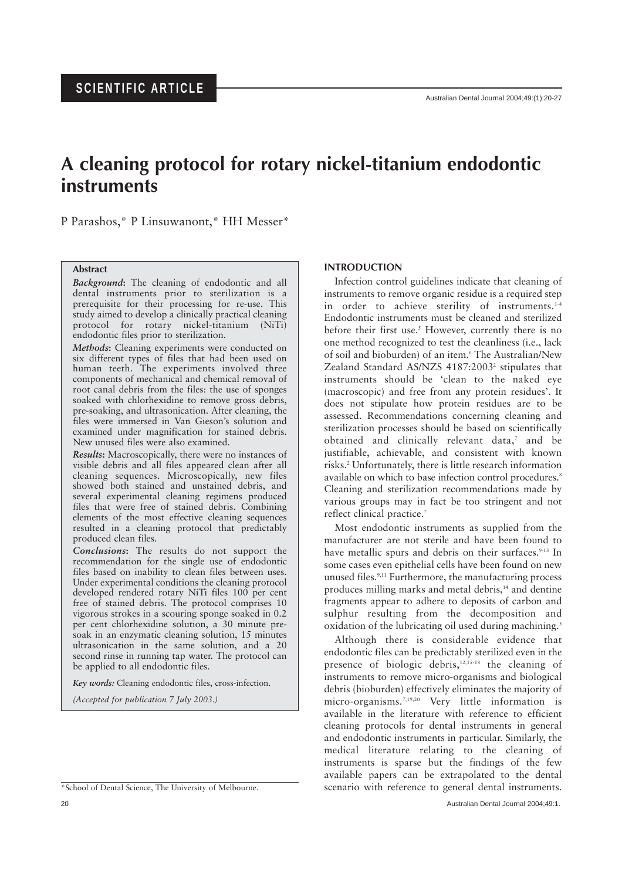SCIENTIFIC ARTICLE

# A cleaning protocol for rotary nickel-titanium endodontic instruments

P Parashos,* P Linsuwanont,* HH Messer*

### Abstract

***Background*:** The cleaning of endodontic and all dental instruments prior to sterilization is a prerequisite for their processing for re-use. This study aimed to develop a clinically practical cleaning protocol for rotary nickel-titanium (NiTi) endodontic files prior to sterilization.

***Methods*:** Cleaning experiments were conducted on six different types of files that had been used on human teeth. The experiments involved three components of mechanical and chemical removal of root canal debris from the files: the use of sponges soaked with chlorhexidine to remove gross debris, pre-soaking, and ultrasonication. After cleaning, the files were immersed in Van Gieson's solution and examined under magnification for stained debris. New unused files were also examined.

***Results*:** Macroscopically, there were no instances of visible debris and all files appeared clean after all cleaning sequences. Microscopically, new files showed both stained and unstained debris, and several experimental cleaning regimens produced files that were free of stained debris. Combining elements of the most effective cleaning sequences resulted in a cleaning protocol that predictably produced clean files.

***Conclusions*:** The results do not support the recommendation for the single use of endodontic files based on inability to clean files between uses. Under experimental conditions the cleaning protocol developed rendered rotary NiTi files 100 per cent free of stained debris. The protocol comprises 10 vigorous strokes in a scouring sponge soaked in 0.2 per cent chlorhexidine solution, a 30 minute pre-soak in an enzymatic cleaning solution, 15 minutes ultrasonication in the same solution, and a 20 second rinse in running tap water. The protocol can be applied to all endodontic files.

*Key words:* Cleaning endodontic files, cross-infection.

*(Accepted for publication 7 July 2003.)*

*School of Dental Science, The University of Melbourne.

## INTRODUCTION

Infection control guidelines indicate that cleaning of instruments to remove organic residue is a required step in order to achieve sterility of instruments.[1-4] Endodontic instruments must be cleaned and sterilized before their first use.[5] However, currently there is no one method recognized to test the cleanliness (i.e., lack of soil and bioburden) of an item.[6] The Australian/New Zealand Standard AS/NZS 4187:2003[2] stipulates that instruments should be 'clean to the naked eye (macroscopic) and free from any protein residues'. It does not stipulate how protein residues are to be assessed. Recommendations concerning cleaning and sterilization processes should be based on scientifically obtained and clinically relevant data,[7] and be justifiable, achievable, and consistent with known risks.[2] Unfortunately, there is little research information available on which to base infection control procedures.[8] Cleaning and sterilization recommendations made by various groups may in fact be too stringent and not reflect clinical practice.[7]

Most endodontic instruments as supplied from the manufacturer are not sterile and have been found to have metallic spurs and debris on their surfaces.[9-13] In some cases even epithelial cells have been found on new unused files.[9,11] Furthermore, the manufacturing process produces milling marks and metal debris,[14] and dentine fragments appear to adhere to deposits of carbon and sulphur resulting from the decomposition and oxidation of the lubricating oil used during machining.[5]

Although there is considerable evidence that endodontic files can be predictably sterilized even in the presence of biologic debris,[12,15-18] the cleaning of instruments to remove micro-organisms and biological debris (bioburden) effectively eliminates the majority of micro-organisms.[7,19,20] Very little information is available in the literature with reference to efficient cleaning protocols for dental instruments in general and endodontic instruments in particular. Similarly, the medical literature relating to the cleaning of instruments is sparse but the findings of the few available papers can be extrapolated to the dental scenario with reference to general dental instruments.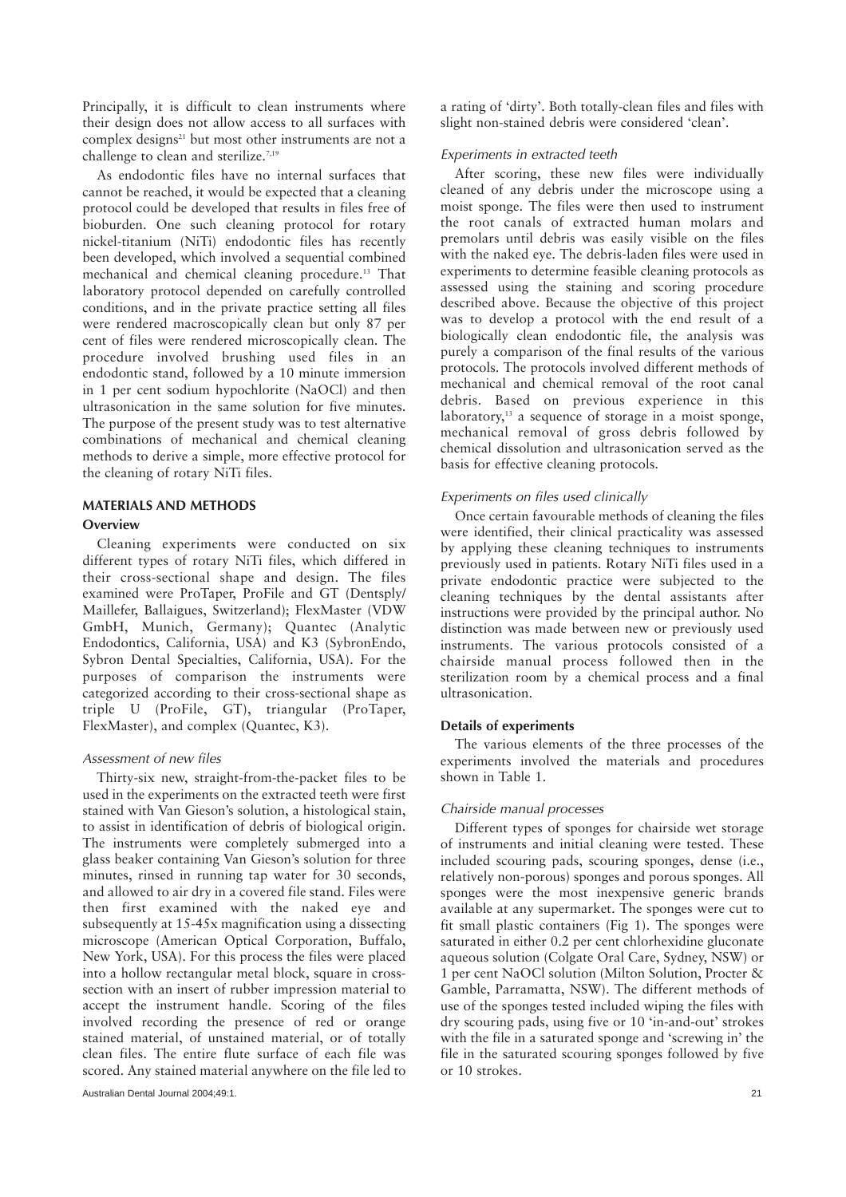Principally, it is difficult to clean instruments where their design does not allow access to all surfaces with complex designs[21] but most other instruments are not a challenge to clean and sterilize.[7,19]

As endodontic files have no internal surfaces that cannot be reached, it would be expected that a cleaning protocol could be developed that results in files free of bioburden. One such cleaning protocol for rotary nickel-titanium (NiTi) endodontic files has recently been developed, which involved a sequential combined mechanical and chemical cleaning procedure.[13] That laboratory protocol depended on carefully controlled conditions, and in the private practice setting all files were rendered macroscopically clean but only 87 per cent of files were rendered microscopically clean. The procedure involved brushing used files in an endodontic stand, followed by a 10 minute immersion in 1 per cent sodium hypochlorite (NaOCl) and then ultrasonication in the same solution for five minutes. The purpose of the present study was to test alternative combinations of mechanical and chemical cleaning methods to derive a simple, more effective protocol for the cleaning of rotary NiTi files.

## MATERIALS AND METHODS

### Overview

Cleaning experiments were conducted on six different types of rotary NiTi files, which differed in their cross-sectional shape and design. The files examined were ProTaper, ProFile and GT (Dentsply/ Maillefer, Ballaigues, Switzerland); FlexMaster (VDW GmbH, Munich, Germany); Quantec (Analytic Endodontics, California, USA) and K3 (SybronEndo, Sybron Dental Specialties, California, USA). For the purposes of comparison the instruments were categorized according to their cross-sectional shape as triple U (ProFile, GT), triangular (ProTaper, FlexMaster), and complex (Quantec, K3).

#### *Assessment of new files*

Thirty-six new, straight-from-the-packet files to be used in the experiments on the extracted teeth were first stained with Van Gieson's solution, a histological stain, to assist in identification of debris of biological origin. The instruments were completely submerged into a glass beaker containing Van Gieson's solution for three minutes, rinsed in running tap water for 30 seconds, and allowed to air dry in a covered file stand. Files were then first examined with the naked eye and subsequently at 15-45x magnification using a dissecting microscope (American Optical Corporation, Buffalo, New York, USA). For this process the files were placed into a hollow rectangular metal block, square in cross-section with an insert of rubber impression material to accept the instrument handle. Scoring of the files involved recording the presence of red or orange stained material, of unstained material, or of totally clean files. The entire flute surface of each file was scored. Any stained material anywhere on the file led to a rating of 'dirty'. Both totally-clean files and files with slight non-stained debris were considered 'clean'.

#### *Experiments in extracted teeth*

After scoring, these new files were individually cleaned of any debris under the microscope using a moist sponge. The files were then used to instrument the root canals of extracted human molars and premolars until debris was easily visible on the files with the naked eye. The debris-laden files were used in experiments to determine feasible cleaning protocols as assessed using the staining and scoring procedure described above. Because the objective of this project was to develop a protocol with the end result of a biologically clean endodontic file, the analysis was purely a comparison of the final results of the various protocols. The protocols involved different methods of mechanical and chemical removal of the root canal debris. Based on previous experience in this laboratory,[13] a sequence of storage in a moist sponge, mechanical removal of gross debris followed by chemical dissolution and ultrasonication served as the basis for effective cleaning protocols.

#### *Experiments on files used clinically*

Once certain favourable methods of cleaning the files were identified, their clinical practicality was assessed by applying these cleaning techniques to instruments previously used in patients. Rotary NiTi files used in a private endodontic practice were subjected to the cleaning techniques by the dental assistants after instructions were provided by the principal author. No distinction was made between new or previously used instruments. The various protocols consisted of a chairside manual process followed then in the sterilization room by a chemical process and a final ultrasonication.

### Details of experiments

The various elements of the three processes of the experiments involved the materials and procedures shown in Table 1.

#### *Chairside manual processes*

Different types of sponges for chairside wet storage of instruments and initial cleaning were tested. These included scouring pads, scouring sponges, dense (i.e., relatively non-porous) sponges and porous sponges. All sponges were the most inexpensive generic brands available at any supermarket. The sponges were cut to fit small plastic containers (Fig 1). The sponges were saturated in either 0.2 per cent chlorhexidine gluconate aqueous solution (Colgate Oral Care, Sydney, NSW) or 1 per cent NaOCl solution (Milton Solution, Procter & Gamble, Parramatta, NSW). The different methods of use of the sponges tested included wiping the files with dry scouring pads, using five or 10 'in-and-out' strokes with the file in a saturated sponge and 'screwing in' the file in the saturated scouring sponges followed by five or 10 strokes.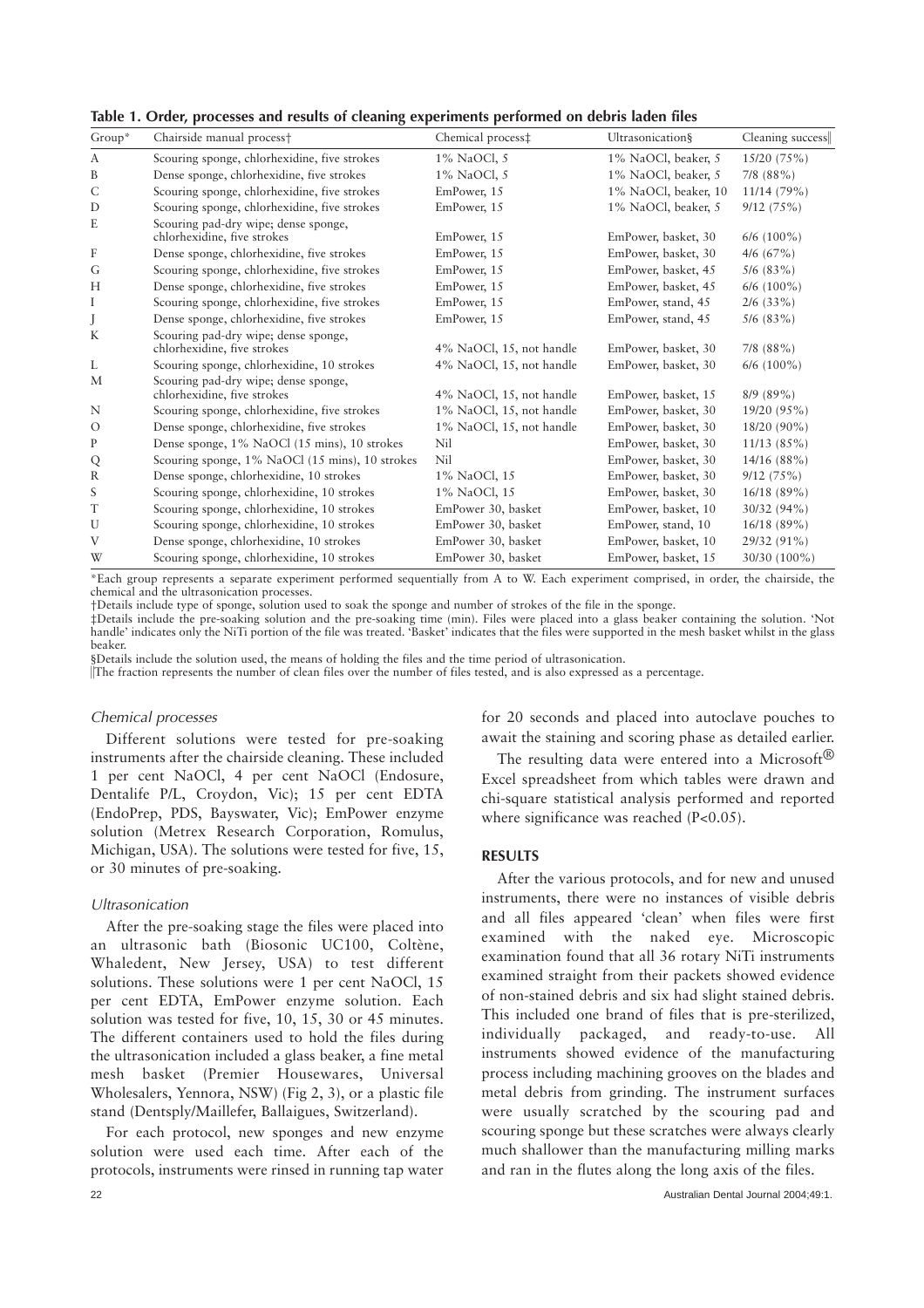**Table 1. Order, processes and results of cleaning experiments performed on debris laden files**

| Group* | Chairside manual process† | Chemical process‡ | Ultrasonication§ | Cleaning success‖ |
|---|---|---|---|---|
| A | Scouring sponge, chlorhexidine, five strokes | 1% NaOCl, 5 | 1% NaOCl, beaker, 5 | 15/20 (75%) |
| B | Dense sponge, chlorhexidine, five strokes | 1% NaOCl, 5 | 1% NaOCl, beaker, 5 | 7/8 (88%) |
| C | Scouring sponge, chlorhexidine, five strokes | EmPower, 15 | 1% NaOCl, beaker, 10 | 11/14 (79%) |
| D | Scouring sponge, chlorhexidine, five strokes | EmPower, 15 | 1% NaOCl, beaker, 5 | 9/12 (75%) |
| E | Scouring pad-dry wipe; dense sponge, chlorhexidine, five strokes | EmPower, 15 | EmPower, basket, 30 | 6/6 (100%) |
| F | Dense sponge, chlorhexidine, five strokes | EmPower, 15 | EmPower, basket, 30 | 4/6 (67%) |
| G | Scouring sponge, chlorhexidine, five strokes | EmPower, 15 | EmPower, basket, 45 | 5/6 (83%) |
| H | Dense sponge, chlorhexidine, five strokes | EmPower, 15 | EmPower, basket, 45 | 6/6 (100%) |
| I | Scouring sponge, chlorhexidine, five strokes | EmPower, 15 | EmPower, stand, 45 | 2/6 (33%) |
| J | Dense sponge, chlorhexidine, five strokes | EmPower, 15 | EmPower, stand, 45 | 5/6 (83%) |
| K | Scouring pad-dry wipe; dense sponge, chlorhexidine, five strokes | 4% NaOCl, 15, not handle | EmPower, basket, 30 | 7/8 (88%) |
| L | Scouring sponge, chlorhexidine, 10 strokes | 4% NaOCl, 15, not handle | EmPower, basket, 30 | 6/6 (100%) |
| M | Scouring pad-dry wipe; dense sponge, chlorhexidine, five strokes | 4% NaOCl, 15, not handle | EmPower, basket, 15 | 8/9 (89%) |
| N | Scouring sponge, chlorhexidine, five strokes | 1% NaOCl, 15, not handle | EmPower, basket, 30 | 19/20 (95%) |
| O | Dense sponge, chlorhexidine, five strokes | 1% NaOCl, 15, not handle | EmPower, basket, 30 | 18/20 (90%) |
| P | Dense sponge, 1% NaOCl (15 mins), 10 strokes | Nil | EmPower, basket, 30 | 11/13 (85%) |
| Q | Scouring sponge, 1% NaOCl (15 mins), 10 strokes | Nil | EmPower, basket, 30 | 14/16 (88%) |
| R | Dense sponge, chlorhexidine, 10 strokes | 1% NaOCl, 15 | EmPower, basket, 30 | 9/12 (75%) |
| S | Scouring sponge, chlorhexidine, 10 strokes | 1% NaOCl, 15 | EmPower, basket, 30 | 16/18 (89%) |
| T | Scouring sponge, chlorhexidine, 10 strokes | EmPower 30, basket | EmPower, basket, 10 | 30/32 (94%) |
| U | Scouring sponge, chlorhexidine, 10 strokes | EmPower 30, basket | EmPower, stand, 10 | 16/18 (89%) |
| V | Dense sponge, chlorhexidine, 10 strokes | EmPower 30, basket | EmPower, basket, 10 | 29/32 (91%) |
| W | Scouring sponge, chlorhexidine, 10 strokes | EmPower 30, basket | EmPower, basket, 15 | 30/30 (100%) |

*Each group represents a separate experiment performed sequentially from A to W. Each experiment comprised, in order, the chairside, the chemical and the ultrasonication processes.

†Details include type of sponge, solution used to soak the sponge and number of strokes of the file in the sponge.

‡Details include the pre-soaking solution and the pre-soaking time (min). Files were placed into a glass beaker containing the solution. 'Not handle' indicates only the NiTi portion of the file was treated. 'Basket' indicates that the files were supported in the mesh basket whilst in the glass beaker.

§Details include the solution used, the means of holding the files and the time period of ultrasonication.

‖The fraction represents the number of clean files over the number of files tested, and is also expressed as a percentage.

### *Chemical processes*

Different solutions were tested for pre-soaking instruments after the chairside cleaning. These included 1 per cent NaOCl, 4 per cent NaOCl (Endosure, Dentalife P/L, Croydon, Vic); 15 per cent EDTA (EndoPrep, PDS, Bayswater, Vic); EmPower enzyme solution (Metrex Research Corporation, Romulus, Michigan, USA). The solutions were tested for five, 15, or 30 minutes of pre-soaking.

### *Ultrasonication*

After the pre-soaking stage the files were placed into an ultrasonic bath (Biosonic UC100, Coltène, Whaledent, New Jersey, USA) to test different solutions. These solutions were 1 per cent NaOCl, 15 per cent EDTA, EmPower enzyme solution. Each solution was tested for five, 10, 15, 30 or 45 minutes. The different containers used to hold the files during the ultrasonication included a glass beaker, a fine metal mesh basket (Premier Housewares, Universal Wholesalers, Yennora, NSW) (Fig 2, 3), or a plastic file stand (Dentsply/Maillefer, Ballaigues, Switzerland).

For each protocol, new sponges and new enzyme solution were used each time. After each of the protocols, instruments were rinsed in running tap water for 20 seconds and placed into autoclave pouches to await the staining and scoring phase as detailed earlier.

The resulting data were entered into a Microsoft® Excel spreadsheet from which tables were drawn and chi-square statistical analysis performed and reported where significance was reached ($P<0.05$).

## RESULTS

After the various protocols, and for new and unused instruments, there were no instances of visible debris and all files appeared 'clean' when files were first examined with the naked eye. Microscopic examination found that all 36 rotary NiTi instruments examined straight from their packets showed evidence of non-stained debris and six had slight stained debris. This included one brand of files that is pre-sterilized, individually packaged, and ready-to-use. All instruments showed evidence of the manufacturing process including machining grooves on the blades and metal debris from grinding. The instrument surfaces were usually scratched by the scouring pad and scouring sponge but these scratches were always clearly much shallower than the manufacturing milling marks and ran in the flutes along the long axis of the files.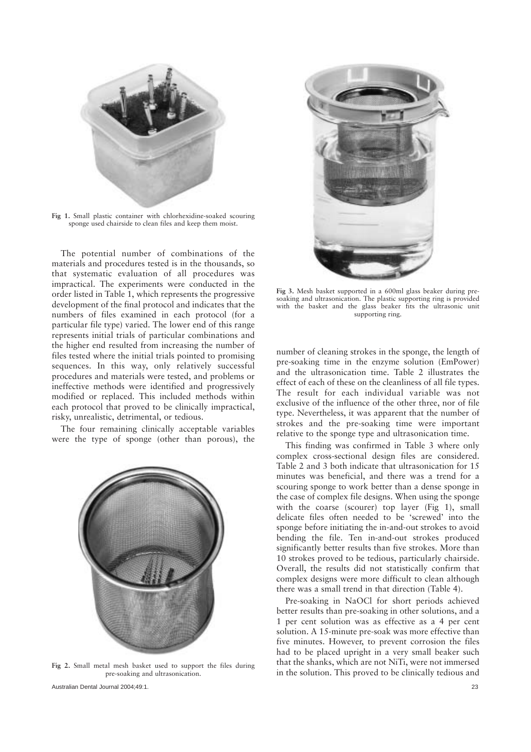Fig 1. Small plastic container with chlorhexidine-soaked scouring sponge used chairside to clean files and keep them moist.

The potential number of combinations of the materials and procedures tested is in the thousands, so that systematic evaluation of all procedures was impractical. The experiments were conducted in the order listed in Table 1, which represents the progressive development of the final protocol and indicates that the numbers of files examined in each protocol (for a particular file type) varied. The lower end of this range represents initial trials of particular combinations and the higher end resulted from increasing the number of files tested where the initial trials pointed to promising sequences. In this way, only relatively successful procedures and materials were tested, and problems or ineffective methods were identified and progressively modified or replaced. This included methods within each protocol that proved to be clinically impractical, risky, unrealistic, detrimental, or tedious.

The four remaining clinically acceptable variables were the type of sponge (other than porous), the number of cleaning strokes in the sponge, the length of pre-soaking time in the enzyme solution (EmPower) and the ultrasonication time. Table 2 illustrates the effect of each of these on the cleanliness of all file types. The result for each individual variable was not exclusive of the influence of the other three, nor of file type. Nevertheless, it was apparent that the number of strokes and the pre-soaking time were important relative to the sponge type and ultrasonication time.

Fig 2. Small metal mesh basket used to support the files during pre-soaking and ultrasonication.

Fig 3. Mesh basket supported in a 600ml glass beaker during pre-soaking and ultrasonication. The plastic supporting ring is provided with the basket and the glass beaker fits the ultrasonic unit supporting ring.

This finding was confirmed in Table 3 where only complex cross-sectional design files are considered. Table 2 and 3 both indicate that ultrasonication for 15 minutes was beneficial, and there was a trend for a scouring sponge to work better than a dense sponge in the case of complex file designs. When using the sponge with the coarse (scourer) top layer (Fig 1), small delicate files often needed to be 'screwed' into the sponge before initiating the in-and-out strokes to avoid bending the file. Ten in-and-out strokes produced significantly better results than five strokes. More than 10 strokes proved to be tedious, particularly chairside. Overall, the results did not statistically confirm that complex designs were more difficult to clean although there was a small trend in that direction (Table 4).

Pre-soaking in NaOCl for short periods achieved better results than pre-soaking in other solutions, and a 1 per cent solution was as effective as a 4 per cent solution. A 15-minute pre-soak was more effective than five minutes. However, to prevent corrosion the files had to be placed upright in a very small beaker such that the shanks, which are not NiTi, were not immersed in the solution. This proved to be clinically tedious and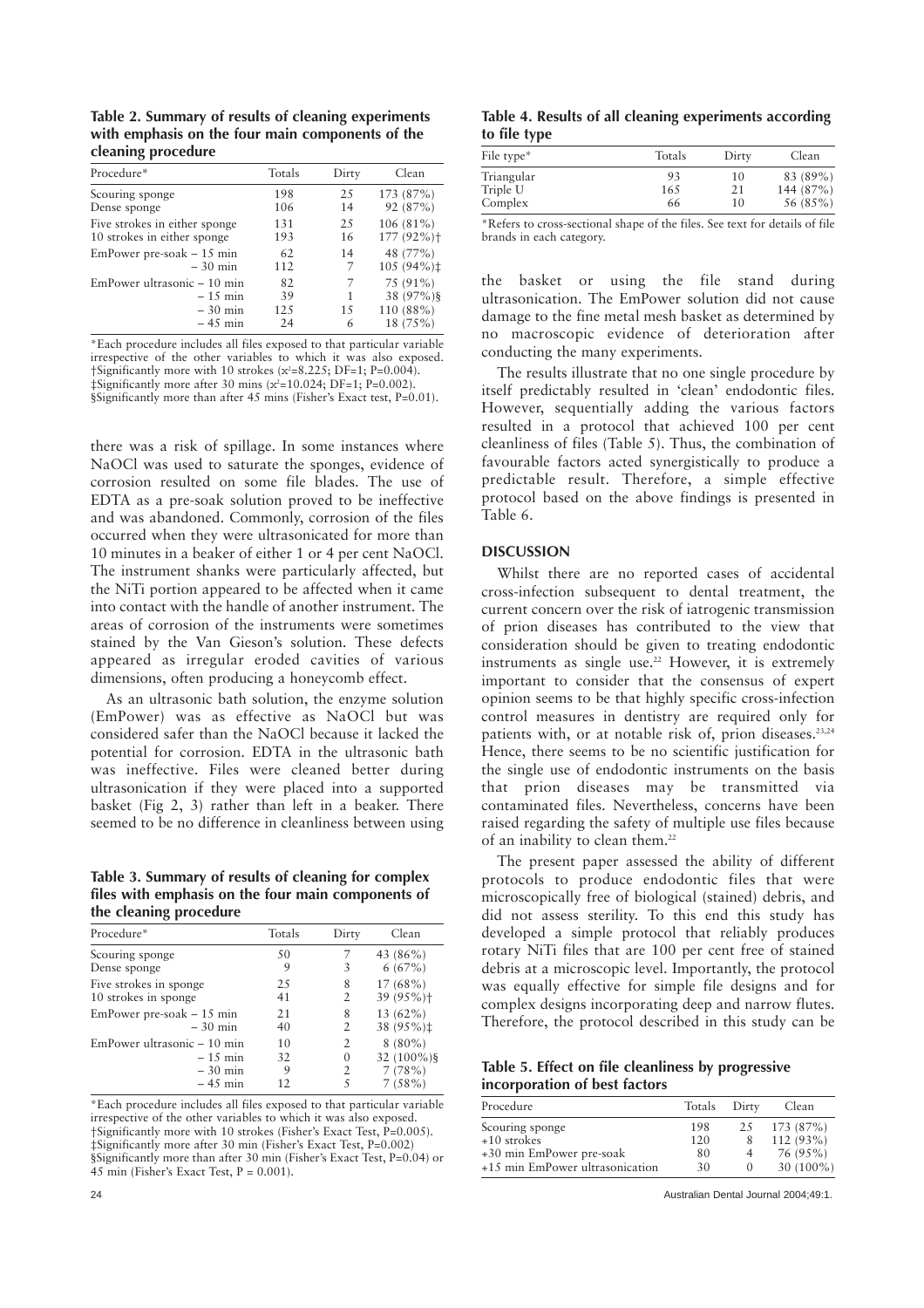**Table 2. Summary of results of cleaning experiments with emphasis on the four main components of the cleaning procedure**

| Procedure* | Totals | Dirty | Clean |
|---|---|---|---|
| Scouring sponge | 198 | 25 | 173 (87%) |
| Dense sponge | 106 | 14 | 92 (87%) |
| Five strokes in either sponge | 131 | 25 | 106 (81%) |
| 10 strokes in either sponge | 193 | 16 | 177 (92%)† |
| EmPower pre-soak – 15 min | 62 | 14 | 48 (77%) |
| – 30 min | 112 | 7 | 105 (94%)‡ |
| EmPower ultrasonic – 10 min | 82 | 7 | 75 (91%) |
| – 15 min | 39 | 1 | 38 (97%)§ |
| – 30 min | 125 | 15 | 110 (88%) |
| – 45 min | 24 | 6 | 18 (75%) |

*Each procedure includes all files exposed to that particular variable irrespective of the other variables to which it was also exposed.
†Significantly more with 10 strokes ($\chi^2$=8.225; DF=1; P=0.004).
‡Significantly more after 30 mins ($\chi^2$=10.024; DF=1; P=0.002).
§Significantly more than after 45 mins (Fisher's Exact test, P=0.01).

there was a risk of spillage. In some instances where NaOCl was used to saturate the sponges, evidence of corrosion resulted on some file blades. The use of EDTA as a pre-soak solution proved to be ineffective and was abandoned. Commonly, corrosion of the files occurred when they were ultrasonicated for more than 10 minutes in a beaker of either 1 or 4 per cent NaOCl. The instrument shanks were particularly affected, but the NiTi portion appeared to be affected when it came into contact with the handle of another instrument. The areas of corrosion of the instruments were sometimes stained by the Van Gieson's solution. These defects appeared as irregular eroded cavities of various dimensions, often producing a honeycomb effect.

As an ultrasonic bath solution, the enzyme solution (EmPower) was as effective as NaOCl but was considered safer than the NaOCl because it lacked the potential for corrosion. EDTA in the ultrasonic bath was ineffective. Files were cleaned better during ultrasonication if they were placed into a supported basket (Fig 2, 3) rather than left in a beaker. There seemed to be no difference in cleanliness between using

**Table 3. Summary of results of cleaning for complex files with emphasis on the four main components of the cleaning procedure**

| Procedure* | Totals | Dirty | Clean |
|---|---|---|---|
| Scouring sponge | 50 | 7 | 43 (86%) |
| Dense sponge | 9 | 3 | 6 (67%) |
| Five strokes in sponge | 25 | 8 | 17 (68%) |
| 10 strokes in sponge | 41 | 2 | 39 (95%)† |
| EmPower pre-soak – 15 min | 21 | 8 | 13 (62%) |
| – 30 min | 40 | 2 | 38 (95%)‡ |
| EmPower ultrasonic – 10 min | 10 | 2 | 8 (80%) |
| – 15 min | 32 | 0 | 32 (100%)§ |
| – 30 min | 9 | 2 | 7 (78%) |
| – 45 min | 12 | 5 | 7 (58%) |

*Each procedure includes all files exposed to that particular variable irrespective of the other variables to which it was also exposed.
†Significantly more with 10 strokes (Fisher's Exact Test, P=0.005).
‡Significantly more after 30 min (Fisher's Exact Test, P=0.002)
§Significantly more than after 30 min (Fisher's Exact Test, P=0.04) or 45 min (Fisher's Exact Test, P = 0.001).

**Table 4. Results of all cleaning experiments according to file type**

| File type* | Totals | Dirty | Clean |
|---|---|---|---|
| Triangular | 93 | 10 | 83 (89%) |
| Triple U | 165 | 21 | 144 (87%) |
| Complex | 66 | 10 | 56 (85%) |

*Refers to cross-sectional shape of the files. See text for details of file brands in each category.

the basket or using the file stand during ultrasonication. The EmPower solution did not cause damage to the fine metal mesh basket as determined by no macroscopic evidence of deterioration after conducting the many experiments.

The results illustrate that no one single procedure by itself predictably resulted in 'clean' endodontic files. However, sequentially adding the various factors resulted in a protocol that achieved 100 per cent cleanliness of files (Table 5). Thus, the combination of favourable factors acted synergistically to produce a predictable result. Therefore, a simple effective protocol based on the above findings is presented in Table 6.

## DISCUSSION

Whilst there are no reported cases of accidental cross-infection subsequent to dental treatment, the current concern over the risk of iatrogenic transmission of prion diseases has contributed to the view that consideration should be given to treating endodontic instruments as single use.[22] However, it is extremely important to consider that the consensus of expert opinion seems to be that highly specific cross-infection control measures in dentistry are required only for patients with, or at notable risk of, prion diseases.[23,24] Hence, there seems to be no scientific justification for the single use of endodontic instruments on the basis that prion diseases may be transmitted via contaminated files. Nevertheless, concerns have been raised regarding the safety of multiple use files because of an inability to clean them.[22]

The present paper assessed the ability of different protocols to produce endodontic files that were microscopically free of biological (stained) debris, and did not assess sterility. To this end this study has developed a simple protocol that reliably produces rotary NiTi files that are 100 per cent free of stained debris at a microscopic level. Importantly, the protocol was equally effective for simple file designs and for complex designs incorporating deep and narrow flutes. Therefore, the protocol described in this study can be

**Table 5. Effect on file cleanliness by progressive incorporation of best factors**

| Procedure | Totals | Dirty | Clean |
|---|---|---|---|
| Scouring sponge | 198 | 25 | 173 (87%) |
| +10 strokes | 120 | 8 | 112 (93%) |
| +30 min EmPower pre-soak | 80 | 4 | 76 (95%) |
| +15 min EmPower ultrasonication | 30 | 0 | 30 (100%) |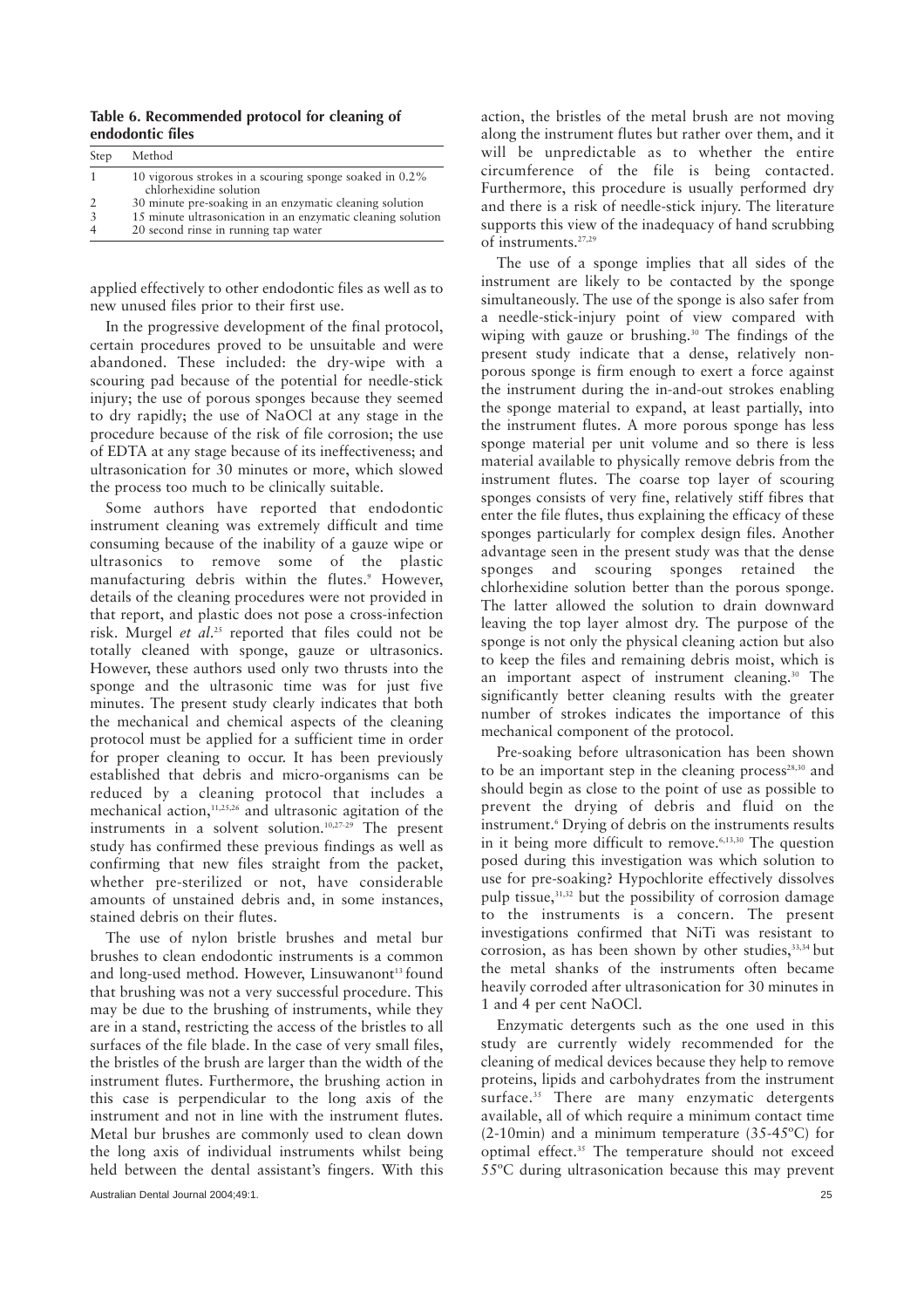**Table 6. Recommended protocol for cleaning of endodontic files**

| Step | Method |
|---|---|
| 1 | 10 vigorous strokes in a scouring sponge soaked in 0.2% chlorhexidine solution |
| 2 | 30 minute pre-soaking in an enzymatic cleaning solution |
| 3 | 15 minute ultrasonication in an enzymatic cleaning solution |
| 4 | 20 second rinse in running tap water |

applied effectively to other endodontic files as well as to new unused files prior to their first use.

In the progressive development of the final protocol, certain procedures proved to be unsuitable and were abandoned. These included: the dry-wipe with a scouring pad because of the potential for needle-stick injury; the use of porous sponges because they seemed to dry rapidly; the use of NaOCl at any stage in the procedure because of the risk of file corrosion; the use of EDTA at any stage because of its ineffectiveness; and ultrasonication for 30 minutes or more, which slowed the process too much to be clinically suitable.

Some authors have reported that endodontic instrument cleaning was extremely difficult and time consuming because of the inability of a gauze wipe or ultrasonics to remove some of the plastic manufacturing debris within the flutes.[9] However, details of the cleaning procedures were not provided in that report, and plastic does not pose a cross-infection risk. Murgel *et al.*[25] reported that files could not be totally cleaned with sponge, gauze or ultrasonics. However, these authors used only two thrusts into the sponge and the ultrasonic time was for just five minutes. The present study clearly indicates that both the mechanical and chemical aspects of the cleaning protocol must be applied for a sufficient time in order for proper cleaning to occur. It has been previously established that debris and micro-organisms can be reduced by a cleaning protocol that includes a mechanical action,[11,25,26] and ultrasonic agitation of the instruments in a solvent solution.[10,27-29] The present study has confirmed these previous findings as well as confirming that new files straight from the packet, whether pre-sterilized or not, have considerable amounts of unstained debris and, in some instances, stained debris on their flutes.

The use of nylon bristle brushes and metal bur brushes to clean endodontic instruments is a common and long-used method. However, Linsuwanont[13] found that brushing was not a very successful procedure. This may be due to the brushing of instruments, while they are in a stand, restricting the access of the bristles to all surfaces of the file blade. In the case of very small files, the bristles of the brush are larger than the width of the instrument flutes. Furthermore, the brushing action in this case is perpendicular to the long axis of the instrument and not in line with the instrument flutes. Metal bur brushes are commonly used to clean down the long axis of individual instruments whilst being held between the dental assistant's fingers. With this action, the bristles of the metal brush are not moving along the instrument flutes but rather over them, and it will be unpredictable as to whether the entire circumference of the file is being contacted. Furthermore, this procedure is usually performed dry and there is a risk of needle-stick injury. The literature supports this view of the inadequacy of hand scrubbing of instruments.[27,29]

The use of a sponge implies that all sides of the instrument are likely to be contacted by the sponge simultaneously. The use of the sponge is also safer from a needle-stick-injury point of view compared with wiping with gauze or brushing.[30] The findings of the present study indicate that a dense, relatively non-porous sponge is firm enough to exert a force against the instrument during the in-and-out strokes enabling the sponge material to expand, at least partially, into the instrument flutes. A more porous sponge has less sponge material per unit volume and so there is less material available to physically remove debris from the instrument flutes. The coarse top layer of scouring sponges consists of very fine, relatively stiff fibres that enter the file flutes, thus explaining the efficacy of these sponges particularly for complex design files. Another advantage seen in the present study was that the dense sponges and scouring sponges retained the chlorhexidine solution better than the porous sponge. The latter allowed the solution to drain downward leaving the top layer almost dry. The purpose of the sponge is not only the physical cleaning action but also to keep the files and remaining debris moist, which is an important aspect of instrument cleaning.[30] The significantly better cleaning results with the greater number of strokes indicates the importance of this mechanical component of the protocol.

Pre-soaking before ultrasonication has been shown to be an important step in the cleaning process[28,30] and should begin as close to the point of use as possible to prevent the drying of debris and fluid on the instrument.[6] Drying of debris on the instruments results in it being more difficult to remove.[6,13,30] The question posed during this investigation was which solution to use for pre-soaking? Hypochlorite effectively dissolves pulp tissue,[31,32] but the possibility of corrosion damage to the instruments is a concern. The present investigations confirmed that NiTi was resistant to corrosion, as has been shown by other studies,[33,34] but the metal shanks of the instruments often became heavily corroded after ultrasonication for 30 minutes in 1 and 4 per cent NaOCl.

Enzymatic detergents such as the one used in this study are currently widely recommended for the cleaning of medical devices because they help to remove proteins, lipids and carbohydrates from the instrument surface.[35] There are many enzymatic detergents available, all of which require a minimum contact time (2-10min) and a minimum temperature (35-45ºC) for optimal effect.[35] The temperature should not exceed 55ºC during ultrasonication because this may prevent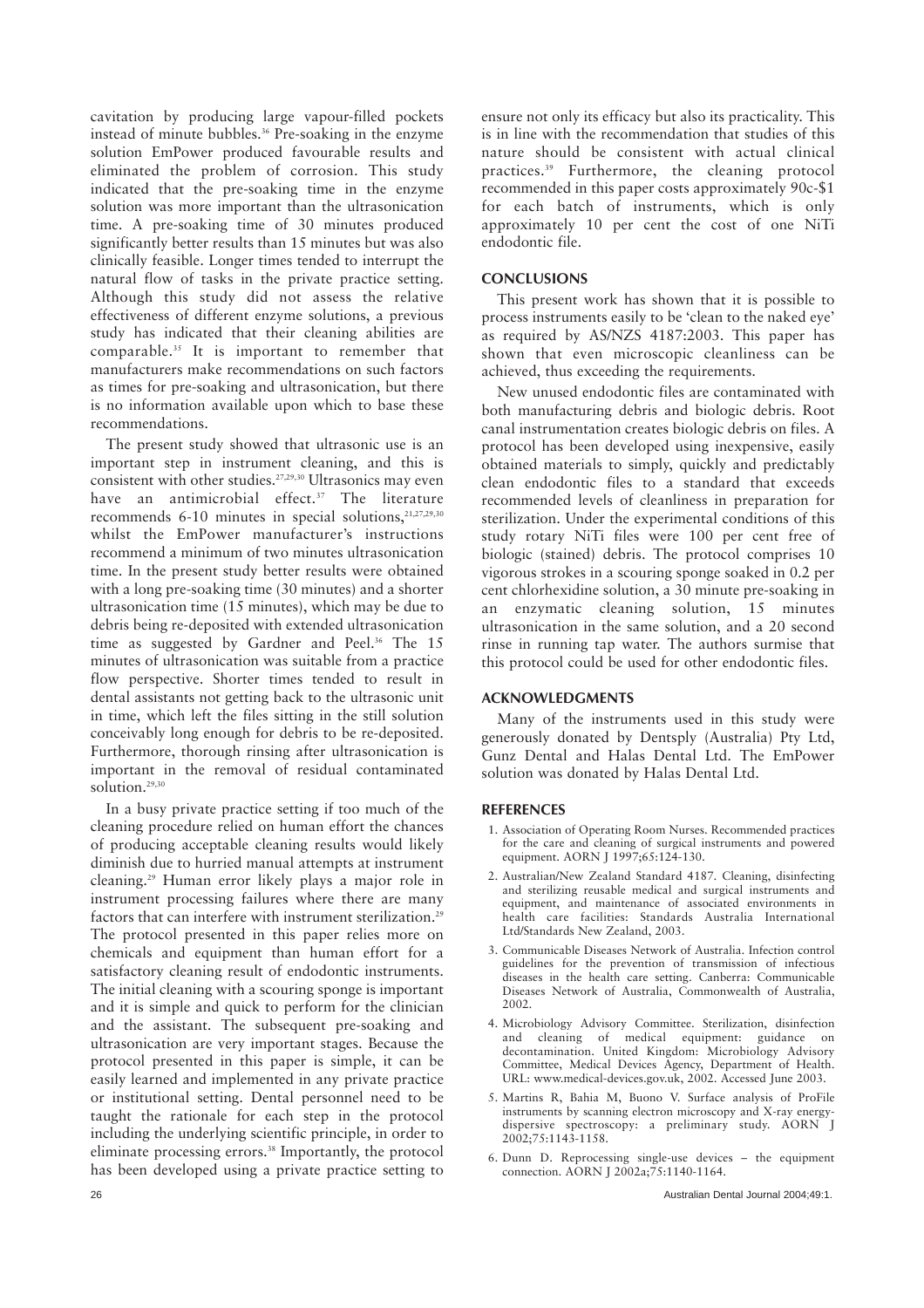cavitation by producing large vapour-filled pockets instead of minute bubbles.[36] Pre-soaking in the enzyme solution EmPower produced favourable results and eliminated the problem of corrosion. This study indicated that the pre-soaking time in the enzyme solution was more important than the ultrasonication time. A pre-soaking time of 30 minutes produced significantly better results than 15 minutes but was also clinically feasible. Longer times tended to interrupt the natural flow of tasks in the private practice setting. Although this study did not assess the relative effectiveness of different enzyme solutions, a previous study has indicated that their cleaning abilities are comparable.[35] It is important to remember that manufacturers make recommendations on such factors as times for pre-soaking and ultrasonication, but there is no information available upon which to base these recommendations.

The present study showed that ultrasonic use is an important step in instrument cleaning, and this is consistent with other studies.[27,29,30] Ultrasonics may even have an antimicrobial effect.[37] The literature recommends 6-10 minutes in special solutions,[21,27,29,30] whilst the EmPower manufacturer's instructions recommend a minimum of two minutes ultrasonication time. In the present study better results were obtained with a long pre-soaking time (30 minutes) and a shorter ultrasonication time (15 minutes), which may be due to debris being re-deposited with extended ultrasonication time as suggested by Gardner and Peel.[36] The 15 minutes of ultrasonication was suitable from a practice flow perspective. Shorter times tended to result in dental assistants not getting back to the ultrasonic unit in time, which left the files sitting in the still solution conceivably long enough for debris to be re-deposited. Furthermore, thorough rinsing after ultrasonication is important in the removal of residual contaminated solution.[29,30]

In a busy private practice setting if too much of the cleaning procedure relied on human effort the chances of producing acceptable cleaning results would likely diminish due to hurried manual attempts at instrument cleaning.[29] Human error likely plays a major role in instrument processing failures where there are many factors that can interfere with instrument sterilization.[29] The protocol presented in this paper relies more on chemicals and equipment than human effort for a satisfactory cleaning result of endodontic instruments. The initial cleaning with a scouring sponge is important and it is simple and quick to perform for the clinician and the assistant. The subsequent pre-soaking and ultrasonication are very important stages. Because the protocol presented in this paper is simple, it can be easily learned and implemented in any private practice or institutional setting. Dental personnel need to be taught the rationale for each step in the protocol including the underlying scientific principle, in order to eliminate processing errors.[38] Importantly, the protocol has been developed using a private practice setting to ensure not only its efficacy but also its practicality. This is in line with the recommendation that studies of this nature should be consistent with actual clinical practices.[39] Furthermore, the cleaning protocol recommended in this paper costs approximately 90c-$1 for each batch of instruments, which is only approximately 10 per cent the cost of one NiTi endodontic file.

## CONCLUSIONS

This present work has shown that it is possible to process instruments easily to be 'clean to the naked eye' as required by AS/NZS 4187:2003. This paper has shown that even microscopic cleanliness can be achieved, thus exceeding the requirements.

New unused endodontic files are contaminated with both manufacturing debris and biologic debris. Root canal instrumentation creates biologic debris on files. A protocol has been developed using inexpensive, easily obtained materials to simply, quickly and predictably clean endodontic files to a standard that exceeds recommended levels of cleanliness in preparation for sterilization. Under the experimental conditions of this study rotary NiTi files were 100 per cent free of biologic (stained) debris. The protocol comprises 10 vigorous strokes in a scouring sponge soaked in 0.2 per cent chlorhexidine solution, a 30 minute pre-soaking in an enzymatic cleaning solution, 15 minutes ultrasonication in the same solution, and a 20 second rinse in running tap water. The authors surmise that this protocol could be used for other endodontic files.

## ACKNOWLEDGMENTS

Many of the instruments used in this study were generously donated by Dentsply (Australia) Pty Ltd, Gunz Dental and Halas Dental Ltd. The EmPower solution was donated by Halas Dental Ltd.

## REFERENCES

1. Association of Operating Room Nurses. Recommended practices for the care and cleaning of surgical instruments and powered equipment. AORN J 1997;65:124-130.
2. Australian/New Zealand Standard 4187. Cleaning, disinfecting and sterilizing reusable medical and surgical instruments and equipment, and maintenance of associated environments in health care facilities: Standards Australia International Ltd/Standards New Zealand, 2003.
3. Communicable Diseases Network of Australia. Infection control guidelines for the prevention of transmission of infectious diseases in the health care setting. Canberra: Communicable Diseases Network of Australia, Commonwealth of Australia, 2002.
4. Microbiology Advisory Committee. Sterilization, disinfection and cleaning of medical equipment: guidance on decontamination. United Kingdom: Microbiology Advisory Committee, Medical Devices Agency, Department of Health. URL: www.medical-devices.gov.uk, 2002. Accessed June 2003.
5. Martins R, Bahia M, Buono V. Surface analysis of ProFile instruments by scanning electron microscopy and X-ray energy-dispersive spectroscopy: a preliminary study. AORN J 2002;75:1143-1158.
6. Dunn D. Reprocessing single-use devices – the equipment connection. AORN J 2002a;75:1140-1164.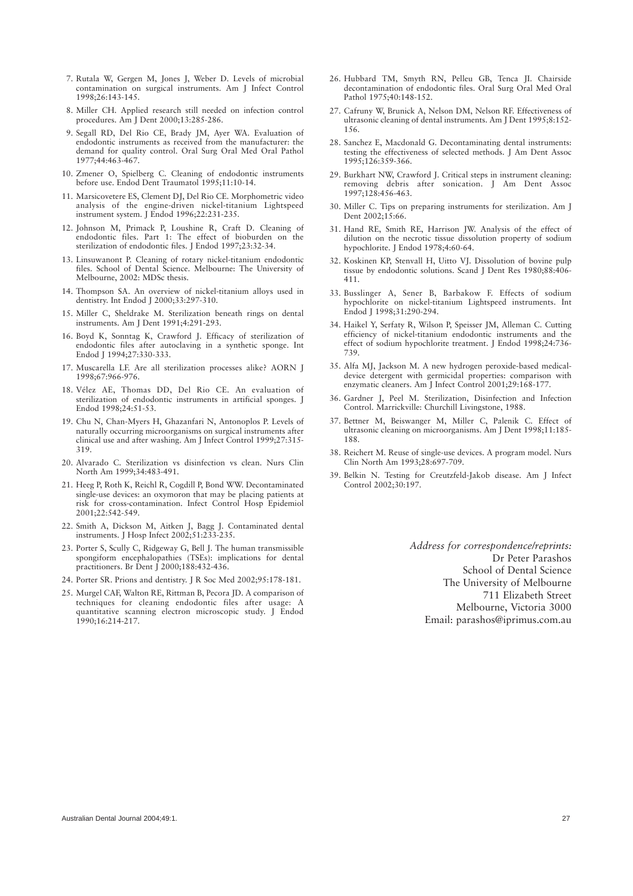7. Rutala W, Gergen M, Jones J, Weber D. Levels of microbial contamination on surgical instruments. Am J Infect Control 1998;26:143-145.
8. Miller CH. Applied research still needed on infection control procedures. Am J Dent 2000;13:285-286.
9. Segall RD, Del Rio CE, Brady JM, Ayer WA. Evaluation of endodontic instruments as received from the manufacturer: the demand for quality control. Oral Surg Oral Med Oral Pathol 1977;44:463-467.
10. Zmener O, Spielberg C. Cleaning of endodontic instruments before use. Endod Dent Traumatol 1995;11:10-14.
11. Marsicovetere ES, Clement DJ, Del Rio CE. Morphometric video analysis of the engine-driven nickel-titanium Lightspeed instrument system. J Endod 1996;22:231-235.
12. Johnson M, Primack P, Loushine R, Craft D. Cleaning of endodontic files. Part 1: The effect of bioburden on the sterilization of endodontic files. J Endod 1997;23:32-34.
13. Linsuwanont P. Cleaning of rotary nickel-titanium endodontic files. School of Dental Science. Melbourne: The University of Melbourne, 2002: MDSc thesis.
14. Thompson SA. An overview of nickel-titanium alloys used in dentistry. Int Endod J 2000;33:297-310.
15. Miller C, Sheldrake M. Sterilization beneath rings on dental instruments. Am J Dent 1991;4:291-293.
16. Boyd K, Sonntag K, Crawford J. Efficacy of sterilization of endodontic files after autoclaving in a synthetic sponge. Int Endod J 1994;27:330-333.
17. Muscarella LF. Are all sterilization processes alike? AORN J 1998;67:966-976.
18. Vélez AE, Thomas DD, Del Rio CE. An evaluation of sterilization of endodontic instruments in artificial sponges. J Endod 1998;24:51-53.
19. Chu N, Chan-Myers H, Ghazanfari N, Antonoplos P. Levels of naturally occurring microorganisms on surgical instruments after clinical use and after washing. Am J Infect Control 1999;27:315-319.
20. Alvarado C. Sterilization vs disinfection vs clean. Nurs Clin North Am 1999;34:483-491.
21. Heeg P, Roth K, Reichl R, Cogdill P, Bond WW. Decontaminated single-use devices: an oxymoron that may be placing patients at risk for cross-contamination. Infect Control Hosp Epidemiol 2001;22:542-549.
22. Smith A, Dickson M, Aitken J, Bagg J. Contaminated dental instruments. J Hosp Infect 2002;51:233-235.
23. Porter S, Scully C, Ridgeway G, Bell J. The human transmissible spongiform encephalopathies (TSEs): implications for dental practitioners. Br Dent J 2000;188:432-436.
24. Porter SR. Prions and dentistry. J R Soc Med 2002;95:178-181.
25. Murgel CAF, Walton RE, Rittman B, Pecora JD. A comparison of techniques for cleaning endodontic files after usage: A quantitative scanning electron microscopic study. J Endod 1990;16:214-217.
26. Hubbard TM, Smyth RN, Pelleu GB, Tenca JI. Chairside decontamination of endodontic files. Oral Surg Oral Med Oral Pathol 1975;40:148-152.
27. Cafruny W, Brunick A, Nelson DM, Nelson RF. Effectiveness of ultrasonic cleaning of dental instruments. Am J Dent 1995;8:152-156.
28. Sanchez E, Macdonald G. Decontaminating dental instruments: testing the effectiveness of selected methods. J Am Dent Assoc 1995;126:359-366.
29. Burkhart NW, Crawford J. Critical steps in instrument cleaning: removing debris after sonication. J Am Dent Assoc 1997;128:456-463.
30. Miller C. Tips on preparing instruments for sterilization. Am J Dent 2002;15:66.
31. Hand RE, Smith RE, Harrison JW. Analysis of the effect of dilution on the necrotic tissue dissolution property of sodium hypochlorite. J Endod 1978;4:60-64.
32. Koskinen KP, Stenvall H, Uitto VJ. Dissolution of bovine pulp tissue by endodontic solutions. Scand J Dent Res 1980;88:406-411.
33. Busslinger A, Sener B, Barbakow F. Effects of sodium hypochlorite on nickel-titanium Lightspeed instruments. Int Endod J 1998;31:290-294.
34. Haikel Y, Serfaty R, Wilson P, Speisser JM, Alleman C. Cutting efficiency of nickel-titanium endodontic instruments and the effect of sodium hypochlorite treatment. J Endod 1998;24:736-739.
35. Alfa MJ, Jackson M. A new hydrogen peroxide-based medical-device detergent with germicidal properties: comparison with enzymatic cleaners. Am J Infect Control 2001;29:168-177.
36. Gardner J, Peel M. Sterilization, Disinfection and Infection Control. Marrickville: Churchill Livingstone, 1988.
37. Bettner M, Beiswanger M, Miller C, Palenik C. Effect of ultrasonic cleaning on microorganisms. Am J Dent 1998;11:185-188.
38. Reichert M. Reuse of single-use devices. A program model. Nurs Clin North Am 1993;28:697-709.
39. Belkin N. Testing for Creutzfeld-Jakob disease. Am J Infect Control 2002;30:197.

*Address for correspondence/reprints:*
Dr Peter Parashos
School of Dental Science
The University of Melbourne
711 Elizabeth Street
Melbourne, Victoria 3000
Email: parashos@iprimus.com.au